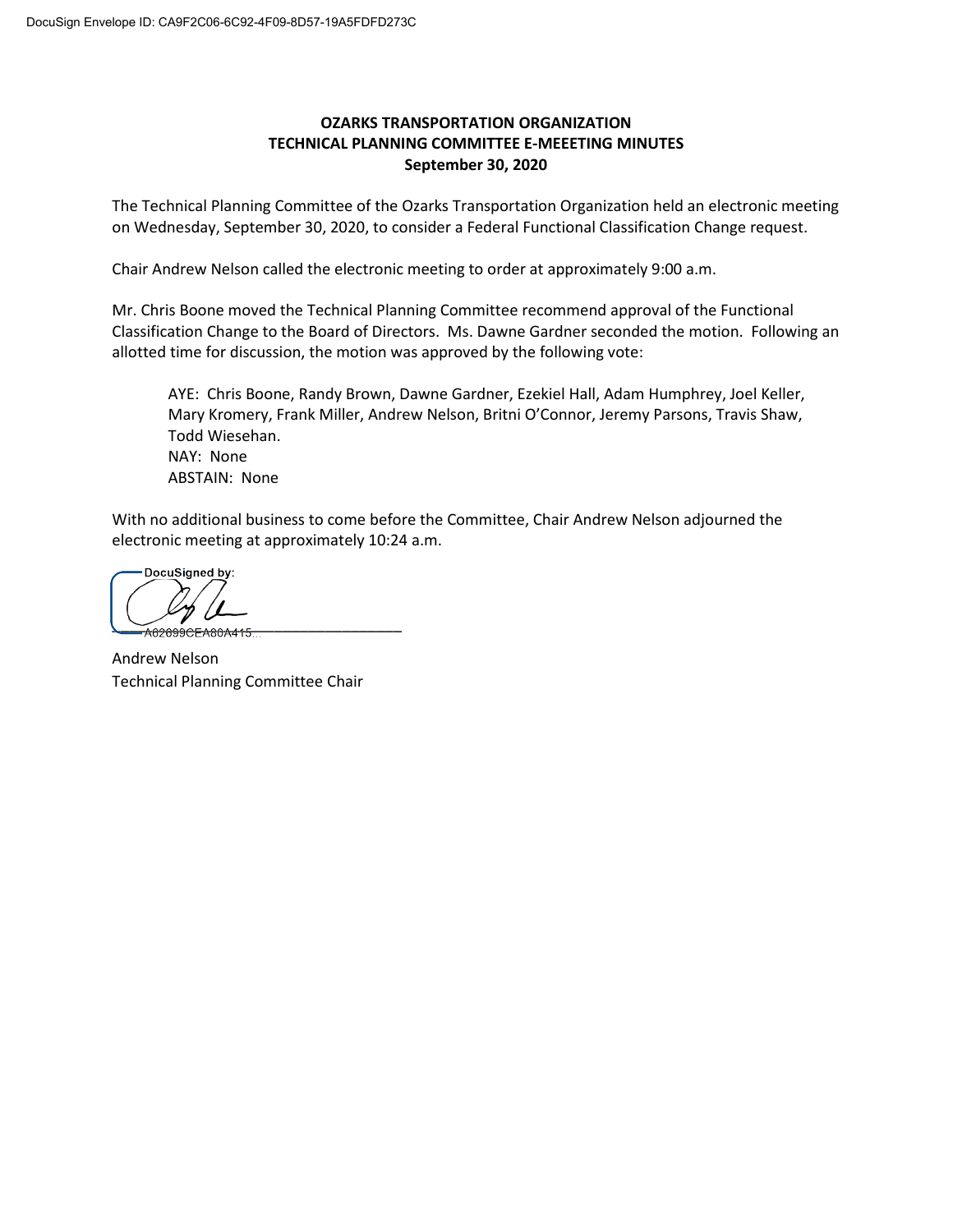DocuSign Envelope ID: CA9F2C06-6C92-4F09-8D57-19A5FDFD273C

**OZARKS TRANSPORTATION ORGANIZATION**
**TECHNICAL PLANNING COMMITTEE E-MEEETING MINUTES**
**September 30, 2020**

The Technical Planning Committee of the Ozarks Transportation Organization held an electronic meeting on Wednesday, September 30, 2020, to consider a Federal Functional Classification Change request.

Chair Andrew Nelson called the electronic meeting to order at approximately 9:00 a.m.

Mr. Chris Boone moved the Technical Planning Committee recommend approval of the Functional Classification Change to the Board of Directors. Ms. Dawne Gardner seconded the motion. Following an allotted time for discussion, the motion was approved by the following vote:

> AYE: Chris Boone, Randy Brown, Dawne Gardner, Ezekiel Hall, Adam Humphrey, Joel Keller, Mary Kromery, Frank Miller, Andrew Nelson, Britni O'Connor, Jeremy Parsons, Travis Shaw, Todd Wiesehan.
> NAY: None
> ABSTAIN: None

With no additional business to come before the Committee, Chair Andrew Nelson adjourned the electronic meeting at approximately 10:24 a.m.

DocuSigned by:

A62699CEA80A415...

Andrew Nelson
Technical Planning Committee Chair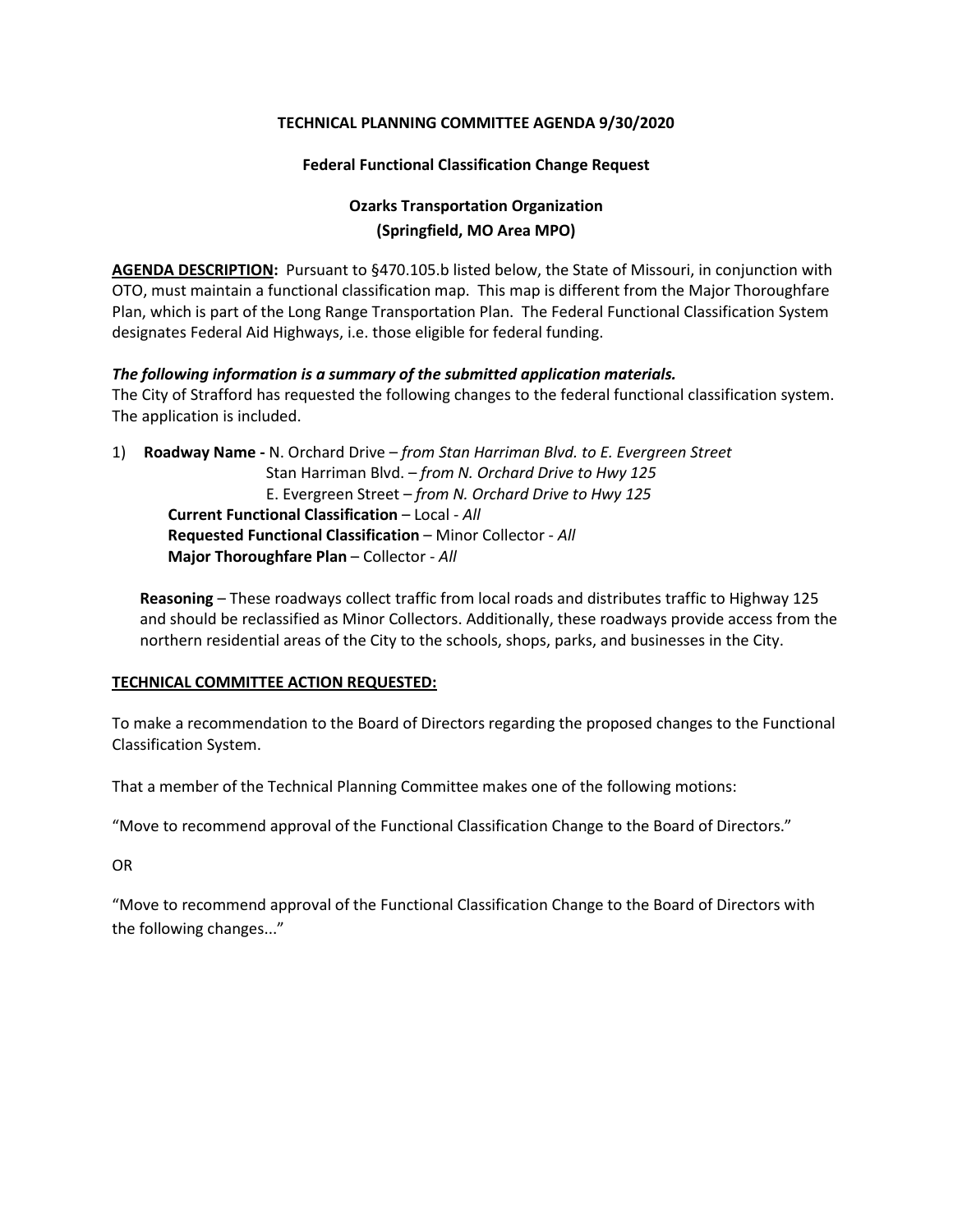**TECHNICAL PLANNING COMMITTEE AGENDA 9/30/2020**

**Federal Functional Classification Change Request**

**Ozarks Transportation Organization**
**(Springfield, MO Area MPO)**

**AGENDA DESCRIPTION:** Pursuant to §470.105.b listed below, the State of Missouri, in conjunction with OTO, must maintain a functional classification map. This map is different from the Major Thoroughfare Plan, which is part of the Long Range Transportation Plan. The Federal Functional Classification System designates Federal Aid Highways, i.e. those eligible for federal funding.

***The following information is a summary of the submitted application materials.***
The City of Strafford has requested the following changes to the federal functional classification system. The application is included.

1) **Roadway Name -** N. Orchard Drive – *from Stan Harriman Blvd. to E. Evergreen Street*
   Stan Harriman Blvd. – *from N. Orchard Drive to Hwy 125*
   E. Evergreen Street – *from N. Orchard Drive to Hwy 125*
   **Current Functional Classification** – Local - *All*
   **Requested Functional Classification** – Minor Collector - *All*
   **Major Thoroughfare Plan** – Collector - *All*

   **Reasoning** – These roadways collect traffic from local roads and distributes traffic to Highway 125 and should be reclassified as Minor Collectors. Additionally, these roadways provide access from the northern residential areas of the City to the schools, shops, parks, and businesses in the City.

**TECHNICAL COMMITTEE ACTION REQUESTED:**

To make a recommendation to the Board of Directors regarding the proposed changes to the Functional Classification System.

That a member of the Technical Planning Committee makes one of the following motions:

"Move to recommend approval of the Functional Classification Change to the Board of Directors."

OR

"Move to recommend approval of the Functional Classification Change to the Board of Directors with the following changes..."